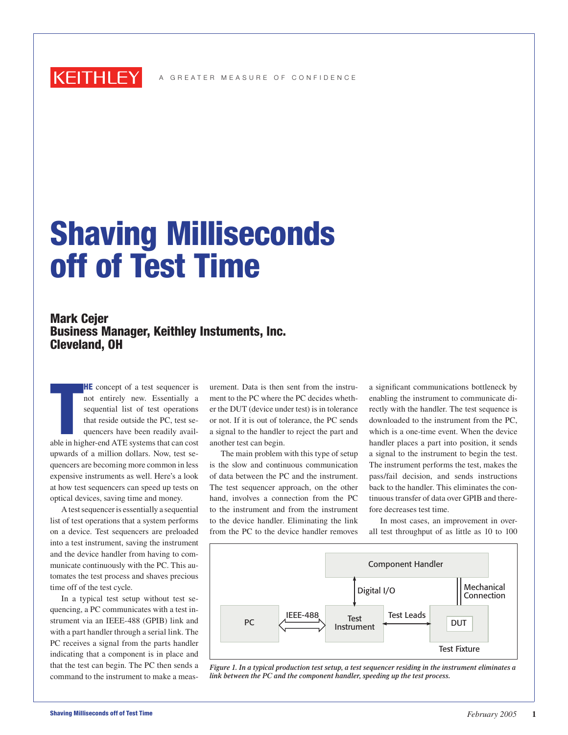KEITHLEY

A GREATER MEASURE OF CONFIDENCE

# Shaving Milliseconds off of Test Time

**Mark Cejer**
**Business Manager, Keithley Instuments, Inc.**
**Cleveland, OH**

THE concept of a test sequencer is not entirely new. Essentially a sequential list of test operations that reside outside the PC, test sequencers have been readily available in higher-end ATE systems that can cost upwards of a million dollars. Now, test sequencers are becoming more common in less expensive instruments as well. Here's a look at how test sequencers can speed up tests on optical devices, saving time and money.

A test sequencer is essentially a sequential list of test operations that a system performs on a device. Test sequencers are preloaded into a test instrument, saving the instrument and the device handler from having to communicate continuously with the PC. This automates the test process and shaves precious time off of the test cycle.

In a typical test setup without test sequencing, a PC communicates with a test instrument via an IEEE-488 (GPIB) link and with a part handler through a serial link. The PC receives a signal from the parts handler indicating that a component is in place and that the test can begin. The PC then sends a command to the instrument to make a measurement. Data is then sent from the instrument to the PC where the PC decides whether the DUT (device under test) is in tolerance or not. If it is out of tolerance, the PC sends a signal to the handler to reject the part and another test can begin.

The main problem with this type of setup is the slow and continuous communication of data between the PC and the instrument. The test sequencer approach, on the other hand, involves a connection from the PC to the instrument and from the instrument to the device handler. Eliminating the link from the PC to the device handler removes a significant communications bottleneck by enabling the instrument to communicate directly with the handler. The test sequence is downloaded to the instrument from the PC, which is a one-time event. When the device handler places a part into position, it sends a signal to the instrument to begin the test. The instrument performs the test, makes the pass/fail decision, and sends instructions back to the handler. This eliminates the continuous transfer of data over GPIB and therefore decreases test time.

In most cases, an improvement in overall test throughput of as little as 10 to 100

*Figure 1. In a typical production test setup, a test sequencer residing in the instrument eliminates a link between the PC and the component handler, speeding up the test process.*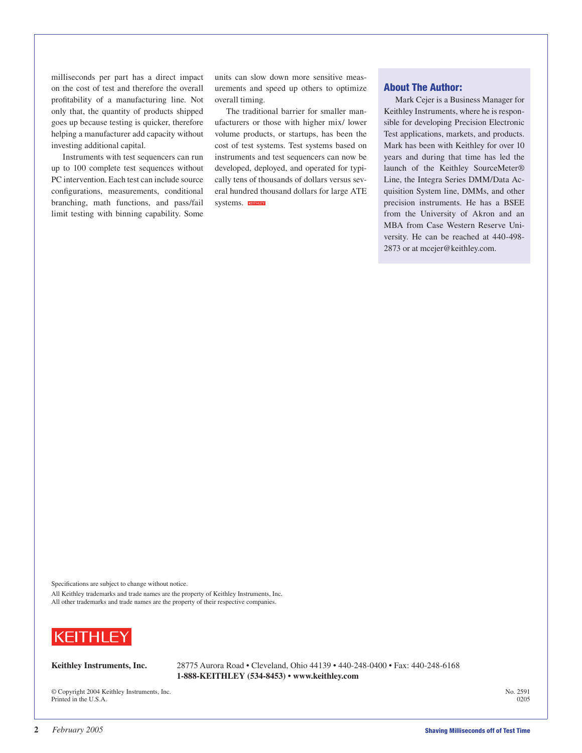milliseconds per part has a direct impact on the cost of test and therefore the overall profitability of a manufacturing line. Not only that, the quantity of products shipped goes up because testing is quicker, therefore helping a manufacturer add capacity without investing additional capital.

Instruments with test sequencers can run up to 100 complete test sequences without PC intervention. Each test can include source configurations, measurements, conditional branching, math functions, and pass/fail limit testing with binning capability. Some units can slow down more sensitive measurements and speed up others to optimize overall timing.

The traditional barrier for smaller manufacturers or those with higher mix/ lower volume products, or startups, has been the cost of test systems. Test systems based on instruments and test sequencers can now be developed, deployed, and operated for typically tens of thousands of dollars versus several hundred thousand dollars for large ATE systems.

## About The Author:

Mark Cejer is a Business Manager for Keithley Instruments, where he is responsible for developing Precision Electronic Test applications, markets, and products. Mark has been with Keithley for over 10 years and during that time has led the launch of the Keithley SourceMeter® Line, the Integra Series DMM/Data Acquisition System line, DMMs, and other precision instruments. He has a BSEE from the University of Akron and an MBA from Case Western Reserve University. He can be reached at 440-498-2873 or at mcejer@keithley.com.

Specifications are subject to change without notice.

All Keithley trademarks and trade names are the property of Keithley Instruments, Inc.
All other trademarks and trade names are the property of their respective companies.

KEITHLEY

**Keithley Instruments, Inc.** 28775 Aurora Road • Cleveland, Ohio 44139 • 440-248-0400 • Fax: 440-248-6168
**1-888-KEITHLEY (534-8453) • www.keithley.com**

© Copyright 2004 Keithley Instruments, Inc.
Printed in the U.S.A.

No. 2591
0205